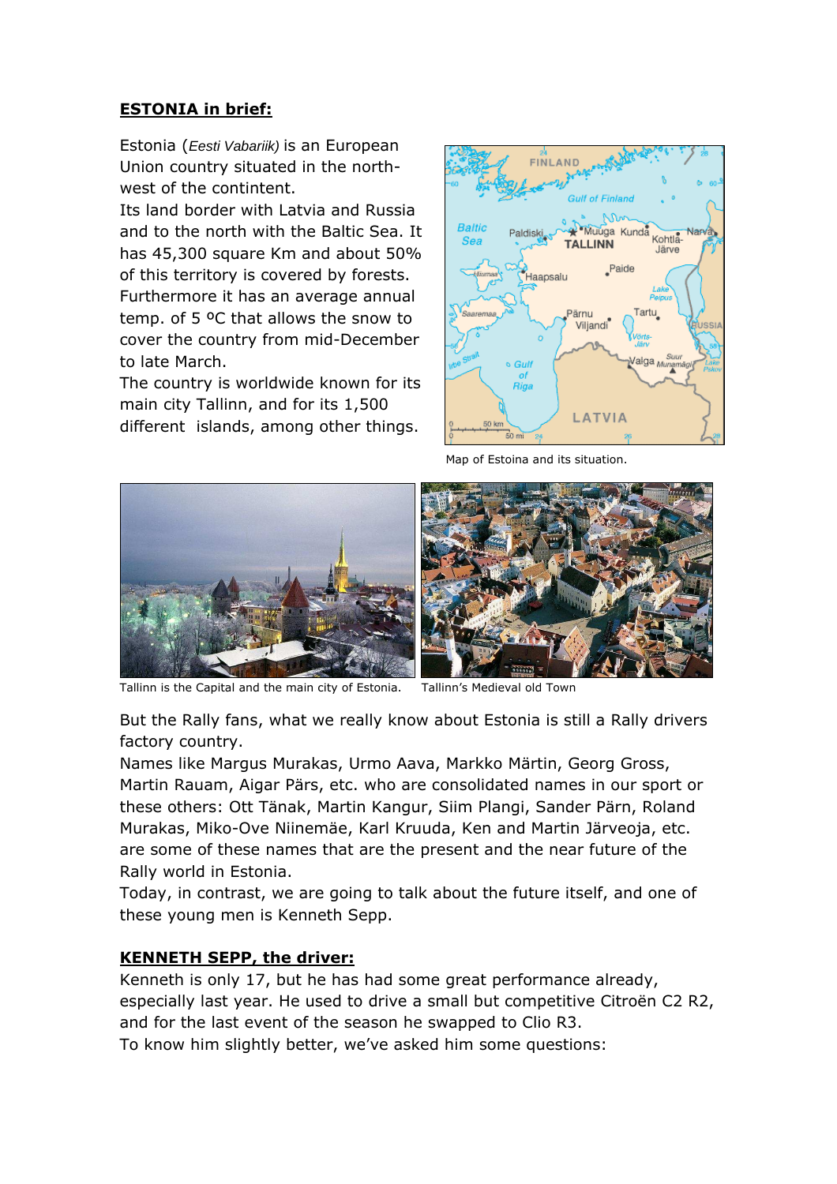## ESTONIA in brief:

Estonia (*Eesti Vabariik)* is an European Union country situated in the north-west of the contintent.
Its land border with Latvia and Russia and to the north with the Baltic Sea. It has 45,300 square Km and about 50% of this territory is covered by forests. Furthermore it has an average annual temp. of 5 ºC that allows the snow to cover the country from mid-December to late March.
The country is worldwide known for its main city Tallinn, and for its 1,500 different islands, among other things.

Map of Estoina and its situation.

Tallinn is the Capital and the main city of Estonia.

Tallinn's Medieval old Town

But the Rally fans, what we really know about Estonia is still a Rally drivers factory country.
Names like Margus Murakas, Urmo Aava, Markko Märtin, Georg Gross, Martin Rauam, Aigar Pärs, etc. who are consolidated names in our sport or these others: Ott Tänak, Martin Kangur, Siim Plangi, Sander Pärn, Roland Murakas, Miko-Ove Niinemäe, Karl Kruuda, Ken and Martin Järveoja, etc. are some of these names that are the present and the near future of the Rally world in Estonia.
Today, in contrast, we are going to talk about the future itself, and one of these young men is Kenneth Sepp.

## KENNETH SEPP, the driver:

Kenneth is only 17, but he has had some great performance already, especially last year. He used to drive a small but competitive Citroën C2 R2, and for the last event of the season he swapped to Clio R3.
To know him slightly better, we've asked him some questions: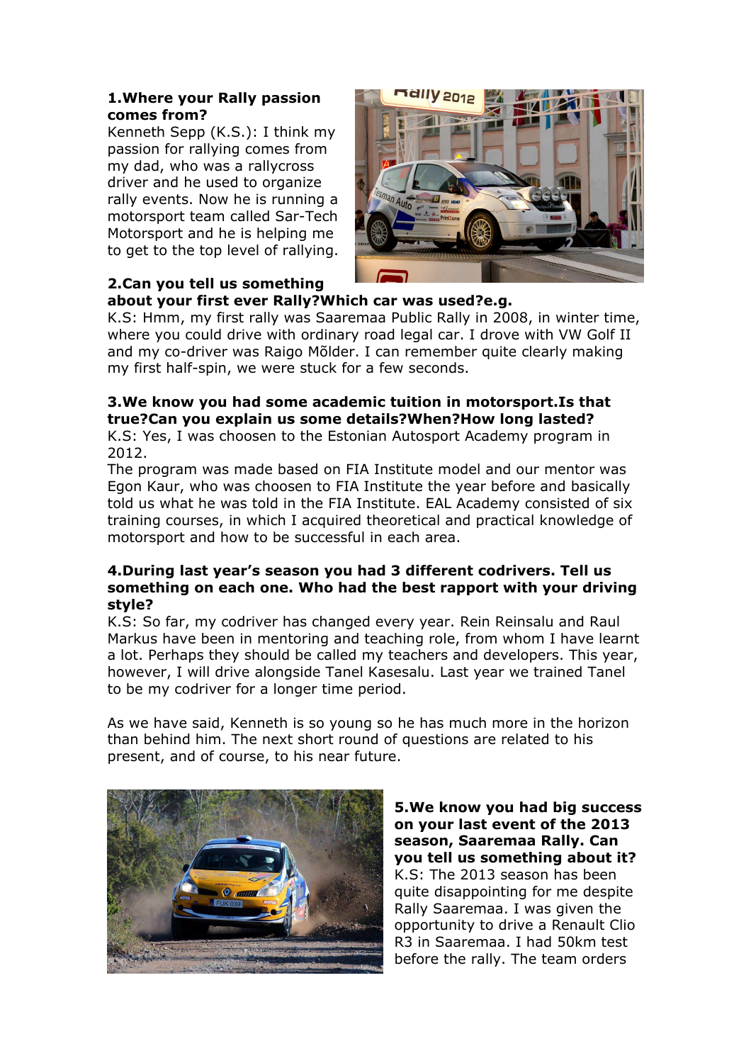**1.Where your Rally passion comes from?**

Kenneth Sepp (K.S.): I think my passion for rallying comes from my dad, who was a rallycross driver and he used to organize rally events. Now he is running a motorsport team called Sar-Tech Motorsport and he is helping me to get to the top level of rallying.

**2.Can you tell us something about your first ever Rally?Which car was used?e.g.**

K.S: Hmm, my first rally was Saaremaa Public Rally in 2008, in winter time, where you could drive with ordinary road legal car. I drove with VW Golf II and my co-driver was Raigo Mõlder. I can remember quite clearly making my first half-spin, we were stuck for a few seconds.

**3.We know you had some academic tuition in motorsport.Is that true?Can you explain us some details?When?How long lasted?**

K.S: Yes, I was choosen to the Estonian Autosport Academy program in 2012.

The program was made based on FIA Institute model and our mentor was Egon Kaur, who was choosen to FIA Institute the year before and basically told us what he was told in the FIA Institute. EAL Academy consisted of six training courses, in which I acquired theoretical and practical knowledge of motorsport and how to be successful in each area.

**4.During last year's season you had 3 different codrivers. Tell us something on each one. Who had the best rapport with your driving style?**

K.S: So far, my codriver has changed every year. Rein Reinsalu and Raul Markus have been in mentoring and teaching role, from whom I have learnt a lot. Perhaps they should be called my teachers and developers. This year, however, I will drive alongside Tanel Kasesalu. Last year we trained Tanel to be my codriver for a longer time period.

As we have said, Kenneth is so young so he has much more in the horizon than behind him. The next short round of questions are related to his present, and of course, to his near future.

**5.We know you had big success on your last event of the 2013 season, Saaremaa Rally. Can you tell us something about it?**

K.S: The 2013 season has been quite disappointing for me despite Rally Saaremaa. I was given the opportunity to drive a Renault Clio R3 in Saaremaa. I had 50km test before the rally. The team orders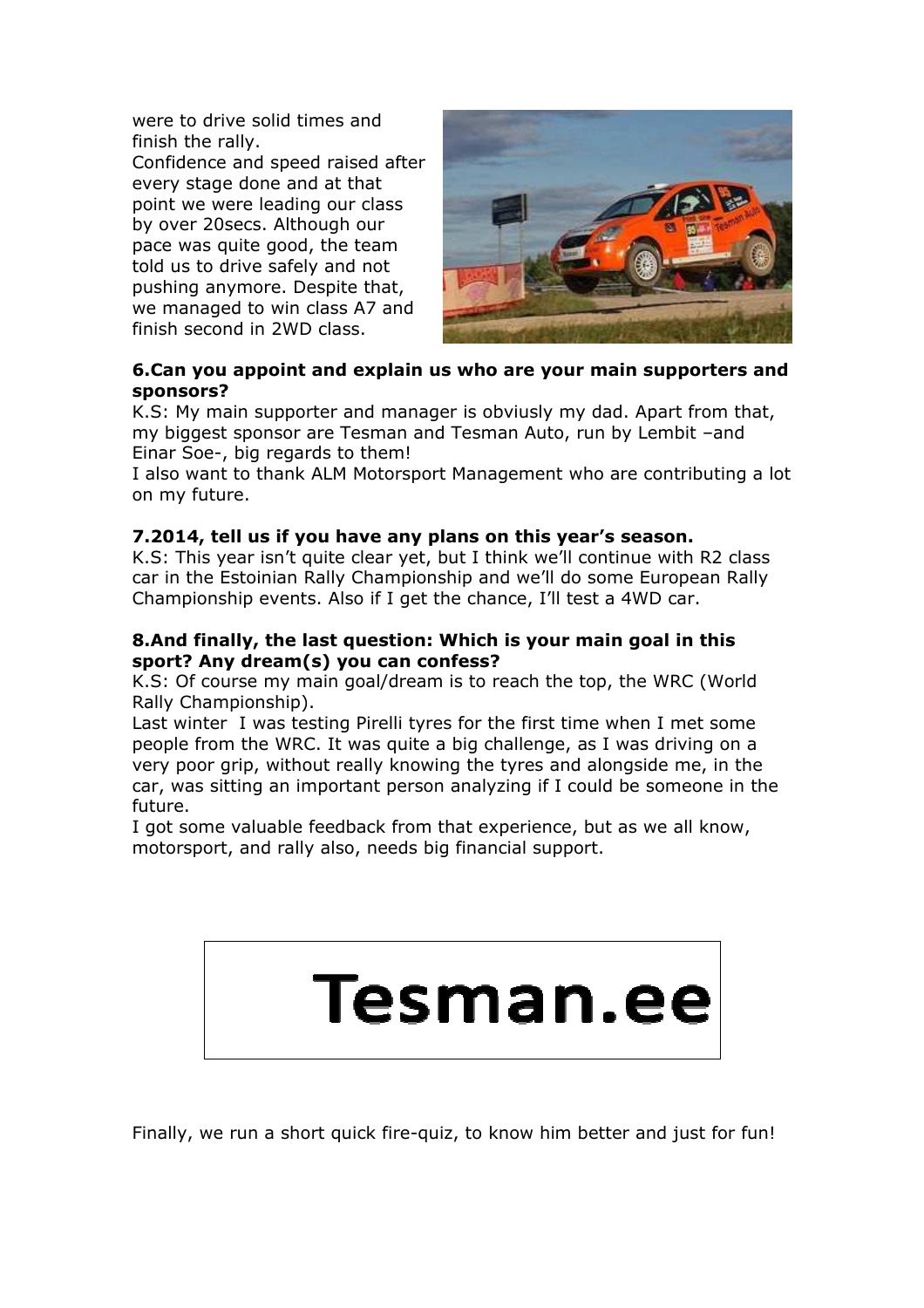were to drive solid times and finish the rally.
Confidence and speed raised after every stage done and at that point we were leading our class by over 20secs. Although our pace was quite good, the team told us to drive safely and not pushing anymore. Despite that, we managed to win class A7 and finish second in 2WD class.

**6.Can you appoint and explain us who are your main supporters and sponsors?**

K.S: My main supporter and manager is obviusly my dad. Apart from that, my biggest sponsor are Tesman and Tesman Auto, run by Lembit –and Einar Soe-, big regards to them!
I also want to thank ALM Motorsport Management who are contributing a lot on my future.

**7.2014, tell us if you have any plans on this year's season.**

K.S: This year isn't quite clear yet, but I think we'll continue with R2 class car in the Estoinian Rally Championship and we'll do some European Rally Championship events. Also if I get the chance, I'll test a 4WD car.

**8.And finally, the last question: Which is your main goal in this sport? Any dream(s) you can confess?**

K.S: Of course my main goal/dream is to reach the top, the WRC (World Rally Championship).
Last winter I was testing Pirelli tyres for the first time when I met some people from the WRC. It was quite a big challenge, as I was driving on a very poor grip, without really knowing the tyres and alongside me, in the car, was sitting an important person analyzing if I could be someone in the future.
I got some valuable feedback from that experience, but as we all know, motorsport, and rally also, needs big financial support.

Tesman.ee

Finally, we run a short quick fire-quiz, to know him better and just for fun!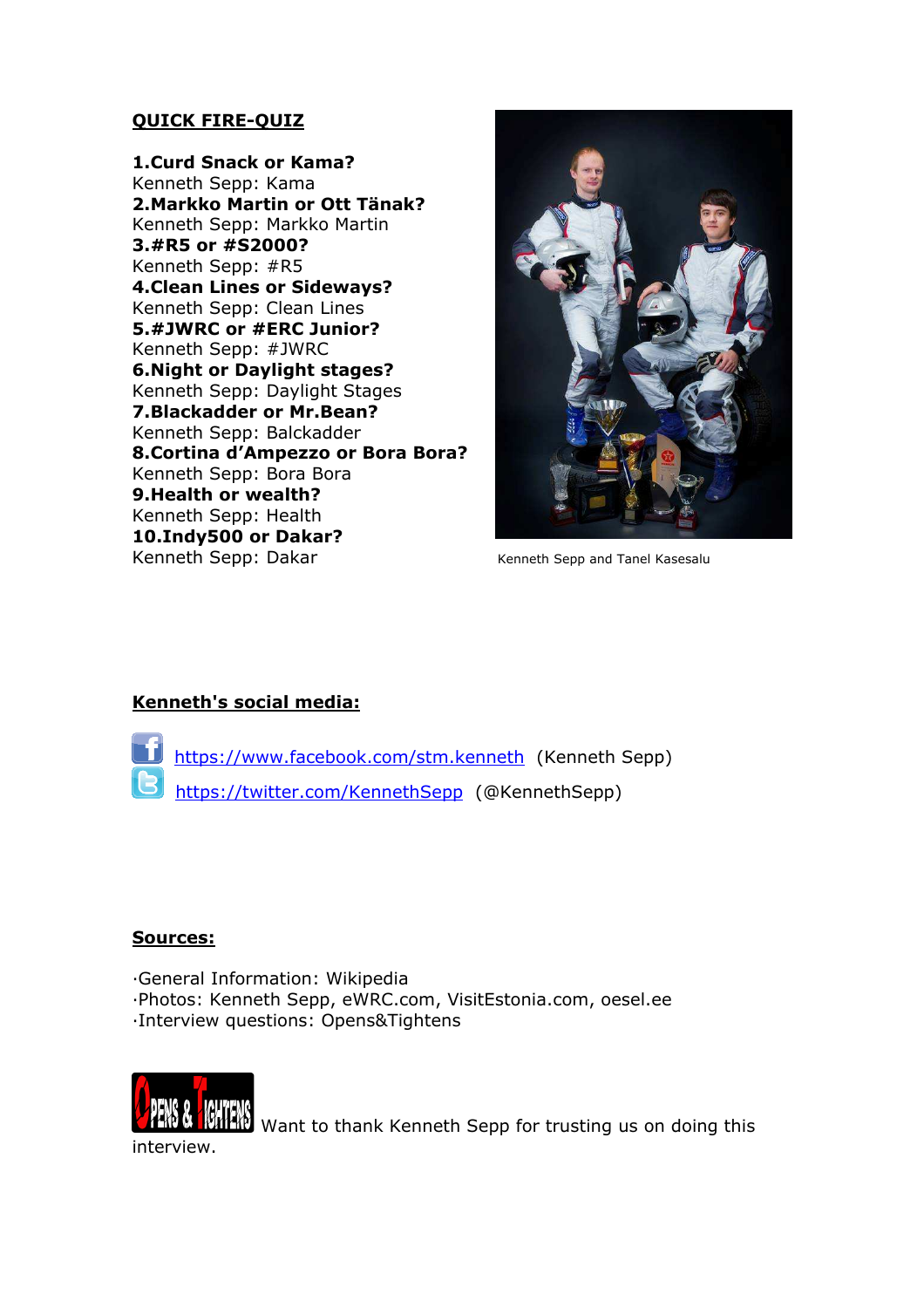**QUICK FIRE-QUIZ**

**1.Curd Snack or Kama?**
Kenneth Sepp: Kama
**2.Markko Martin or Ott Tänak?**
Kenneth Sepp: Markko Martin
**3.#R5 or #S2000?**
Kenneth Sepp: #R5
**4.Clean Lines or Sideways?**
Kenneth Sepp: Clean Lines
**5.#JWRC or #ERC Junior?**
Kenneth Sepp: #JWRC
**6.Night or Daylight stages?**
Kenneth Sepp: Daylight Stages
**7.Blackadder or Mr.Bean?**
Kenneth Sepp: Balckadder
**8.Cortina d'Ampezzo or Bora Bora?**
Kenneth Sepp: Bora Bora
**9.Health or wealth?**
Kenneth Sepp: Health
**10.Indy500 or Dakar?**
Kenneth Sepp: Dakar

Kenneth Sepp and Tanel Kasesalu

**Kenneth's social media:**

https://www.facebook.com/stm.kenneth (Kenneth Sepp)
https://twitter.com/KennethSepp (@KennethSepp)

**Sources:**

·General Information: Wikipedia
·Photos: Kenneth Sepp, eWRC.com, VisitEstonia.com, oesel.ee
·Interview questions: Opens&Tightens

Opens & Tightens Want to thank Kenneth Sepp for trusting us on doing this interview.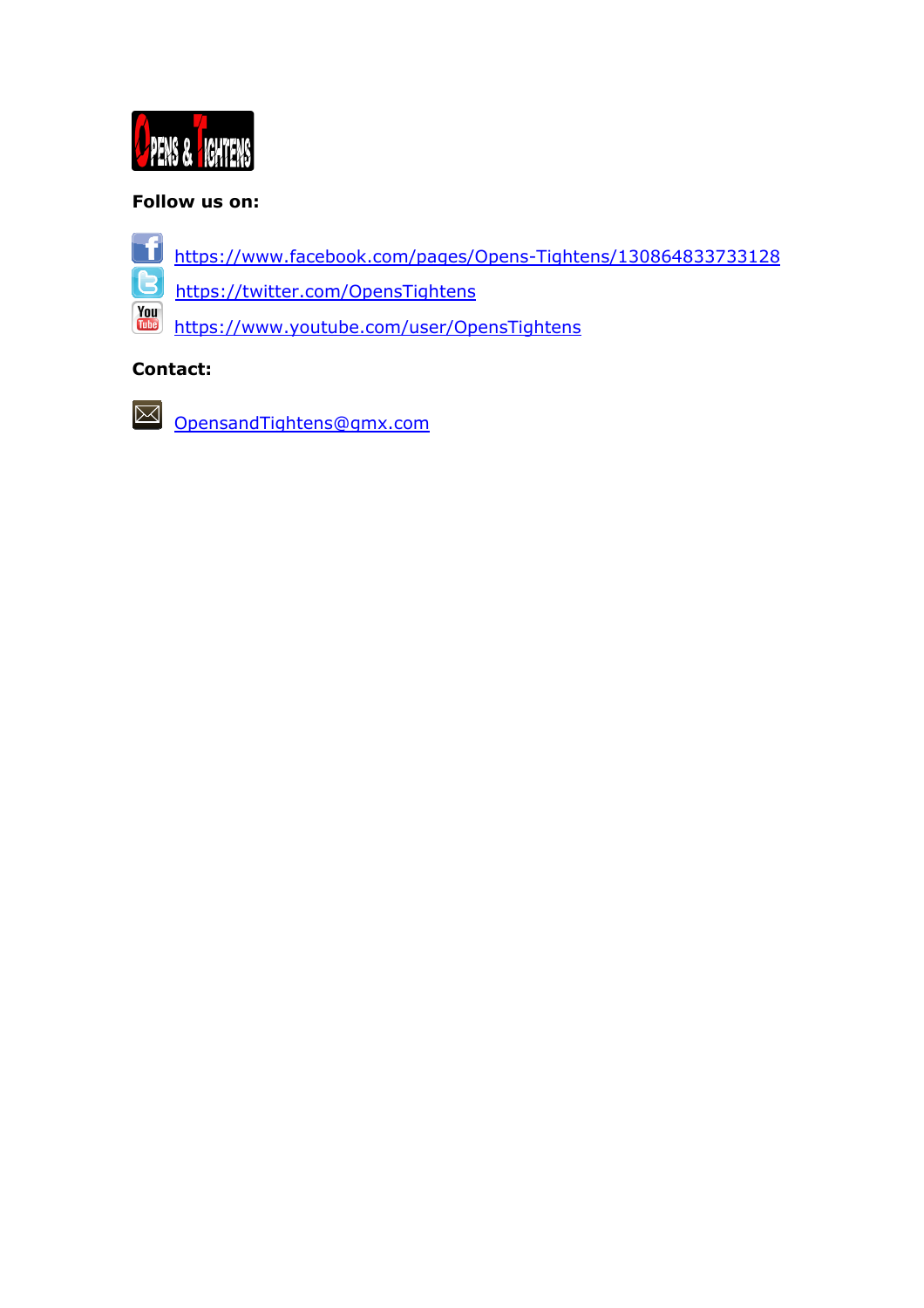OPENS & TIGHTENS

**Follow us on:**

https://www.facebook.com/pages/Opens-Tightens/130864833733128

https://twitter.com/OpensTightens

https://www.youtube.com/user/OpensTightens

**Contact:**

OpensandTightens@gmx.com